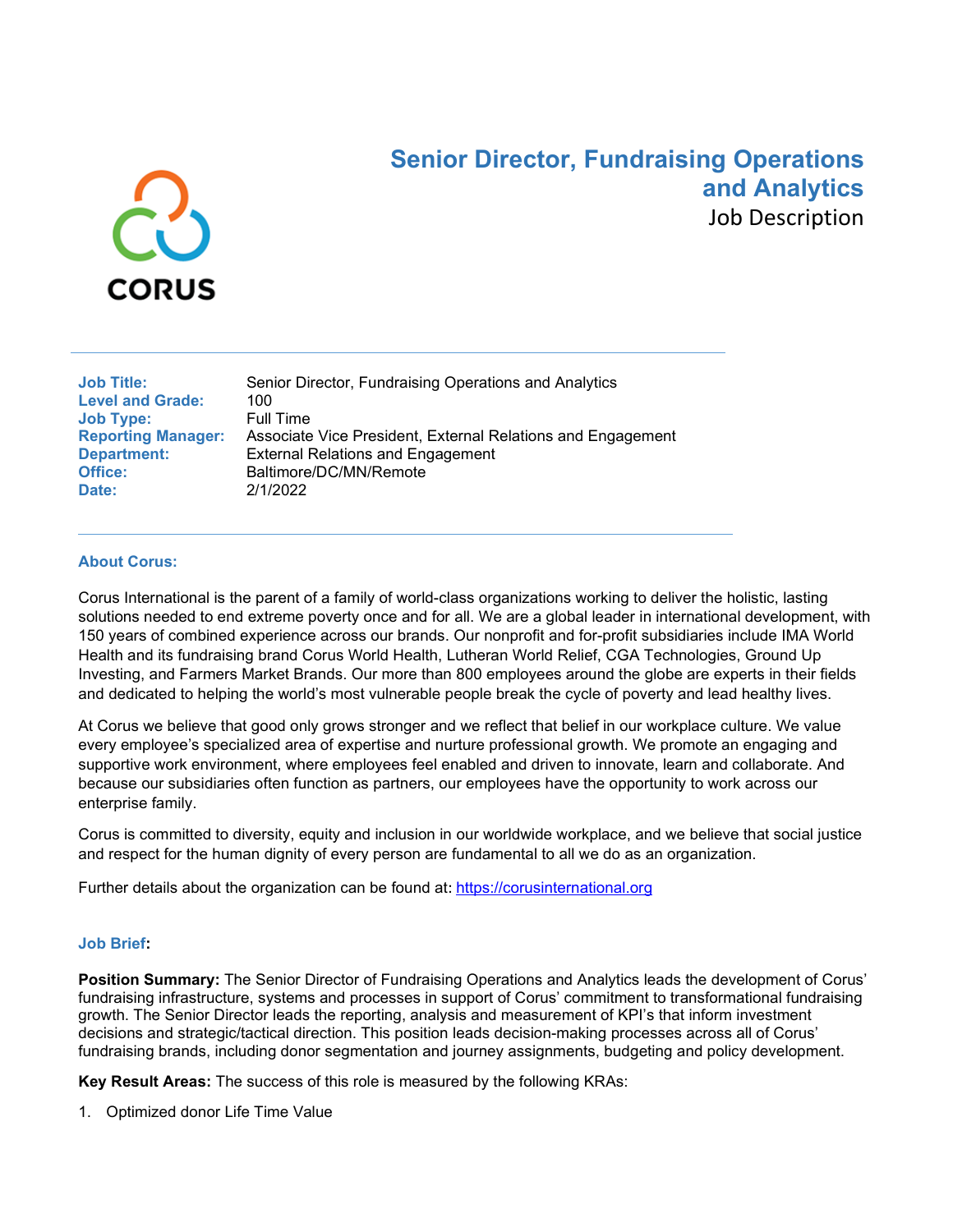CORUS

# Senior Director, Fundraising Operations and Analytics

Job Description

| | |
|---|---|
| **Job Title:** | Senior Director, Fundraising Operations and Analytics |
| **Level and Grade:** | 100 |
| **Job Type:** | Full Time |
| **Reporting Manager:** | Associate Vice President, External Relations and Engagement |
| **Department:** | External Relations and Engagement |
| **Office:** | Baltimore/DC/MN/Remote |
| **Date:** | 2/1/2022 |

## About Corus:

Corus International is the parent of a family of world-class organizations working to deliver the holistic, lasting solutions needed to end extreme poverty once and for all. We are a global leader in international development, with 150 years of combined experience across our brands. Our nonprofit and for-profit subsidiaries include IMA World Health and its fundraising brand Corus World Health, Lutheran World Relief, CGA Technologies, Ground Up Investing, and Farmers Market Brands. Our more than 800 employees around the globe are experts in their fields and dedicated to helping the world's most vulnerable people break the cycle of poverty and lead healthy lives.

At Corus we believe that good only grows stronger and we reflect that belief in our workplace culture. We value every employee's specialized area of expertise and nurture professional growth. We promote an engaging and supportive work environment, where employees feel enabled and driven to innovate, learn and collaborate. And because our subsidiaries often function as partners, our employees have the opportunity to work across our enterprise family.

Corus is committed to diversity, equity and inclusion in our worldwide workplace, and we believe that social justice and respect for the human dignity of every person are fundamental to all we do as an organization.

Further details about the organization can be found at: [https://corusinternational.org](https://corusinternational.org)

## Job Brief:

**Position Summary:** The Senior Director of Fundraising Operations and Analytics leads the development of Corus' fundraising infrastructure, systems and processes in support of Corus' commitment to transformational fundraising growth. The Senior Director leads the reporting, analysis and measurement of KPI's that inform investment decisions and strategic/tactical direction. This position leads decision-making processes across all of Corus' fundraising brands, including donor segmentation and journey assignments, budgeting and policy development.

**Key Result Areas:** The success of this role is measured by the following KRAs:

1. Optimized donor Life Time Value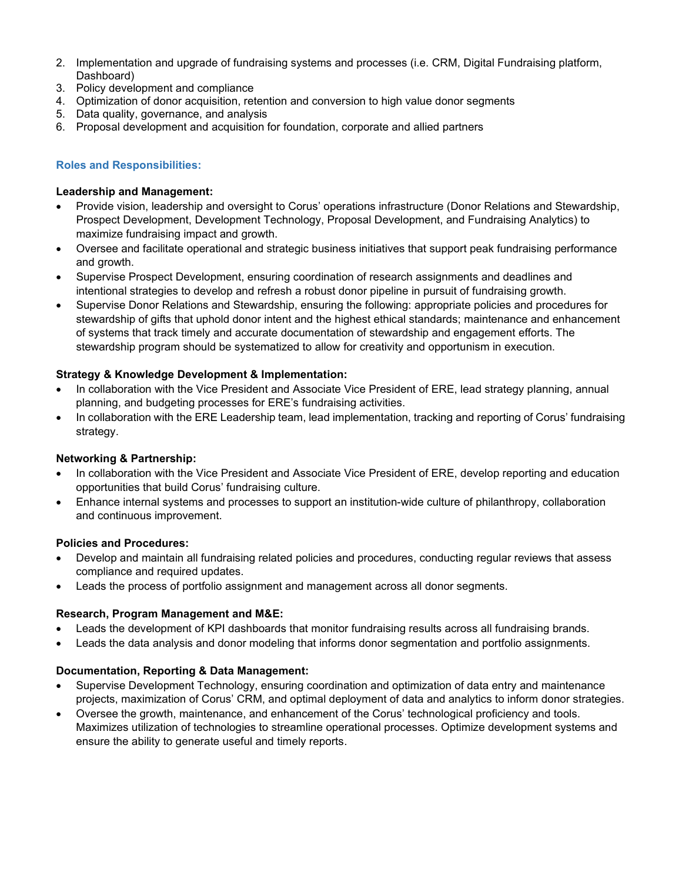2. Implementation and upgrade of fundraising systems and processes (i.e. CRM, Digital Fundraising platform, Dashboard)
3. Policy development and compliance
4. Optimization of donor acquisition, retention and conversion to high value donor segments
5. Data quality, governance, and analysis
6. Proposal development and acquisition for foundation, corporate and allied partners

### Roles and Responsibilities:

**Leadership and Management:**

- Provide vision, leadership and oversight to Corus' operations infrastructure (Donor Relations and Stewardship, Prospect Development, Development Technology, Proposal Development, and Fundraising Analytics) to maximize fundraising impact and growth.
- Oversee and facilitate operational and strategic business initiatives that support peak fundraising performance and growth.
- Supervise Prospect Development, ensuring coordination of research assignments and deadlines and intentional strategies to develop and refresh a robust donor pipeline in pursuit of fundraising growth.
- Supervise Donor Relations and Stewardship, ensuring the following: appropriate policies and procedures for stewardship of gifts that uphold donor intent and the highest ethical standards; maintenance and enhancement of systems that track timely and accurate documentation of stewardship and engagement efforts. The stewardship program should be systematized to allow for creativity and opportunism in execution.

**Strategy & Knowledge Development & Implementation:**

- In collaboration with the Vice President and Associate Vice President of ERE, lead strategy planning, annual planning, and budgeting processes for ERE's fundraising activities.
- In collaboration with the ERE Leadership team, lead implementation, tracking and reporting of Corus' fundraising strategy.

**Networking & Partnership:**

- In collaboration with the Vice President and Associate Vice President of ERE, develop reporting and education opportunities that build Corus' fundraising culture.
- Enhance internal systems and processes to support an institution-wide culture of philanthropy, collaboration and continuous improvement.

**Policies and Procedures:**

- Develop and maintain all fundraising related policies and procedures, conducting regular reviews that assess compliance and required updates.
- Leads the process of portfolio assignment and management across all donor segments.

**Research, Program Management and M&E:**

- Leads the development of KPI dashboards that monitor fundraising results across all fundraising brands.
- Leads the data analysis and donor modeling that informs donor segmentation and portfolio assignments.

**Documentation, Reporting & Data Management:**

- Supervise Development Technology, ensuring coordination and optimization of data entry and maintenance projects, maximization of Corus' CRM, and optimal deployment of data and analytics to inform donor strategies.
- Oversee the growth, maintenance, and enhancement of the Corus' technological proficiency and tools. Maximizes utilization of technologies to streamline operational processes. Optimize development systems and ensure the ability to generate useful and timely reports.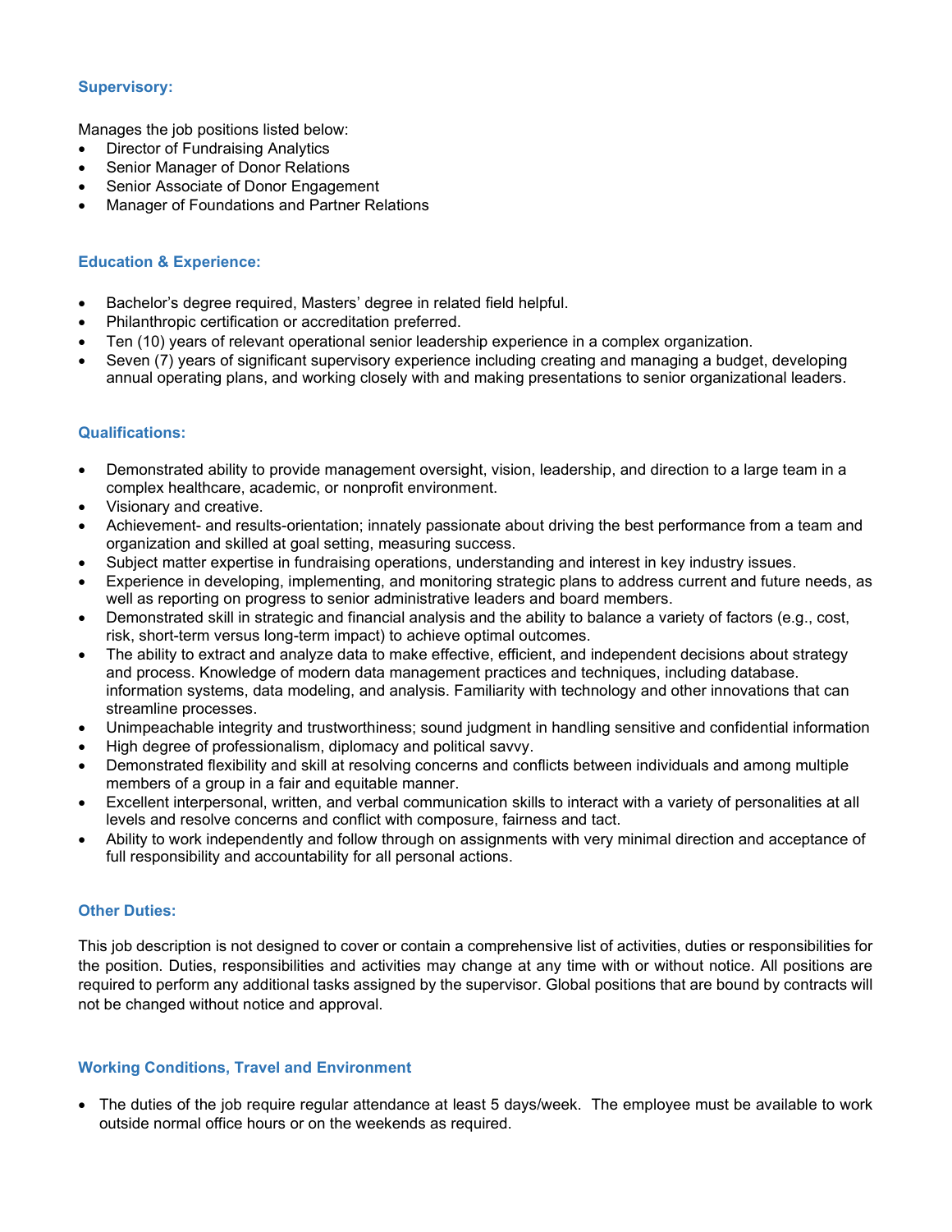### Supervisory:

Manages the job positions listed below:

- Director of Fundraising Analytics
- Senior Manager of Donor Relations
- Senior Associate of Donor Engagement
- Manager of Foundations and Partner Relations

### Education & Experience:

- Bachelor's degree required, Masters' degree in related field helpful.
- Philanthropic certification or accreditation preferred.
- Ten (10) years of relevant operational senior leadership experience in a complex organization.
- Seven (7) years of significant supervisory experience including creating and managing a budget, developing annual operating plans, and working closely with and making presentations to senior organizational leaders.

### Qualifications:

- Demonstrated ability to provide management oversight, vision, leadership, and direction to a large team in a complex healthcare, academic, or nonprofit environment.
- Visionary and creative.
- Achievement- and results-orientation; innately passionate about driving the best performance from a team and organization and skilled at goal setting, measuring success.
- Subject matter expertise in fundraising operations, understanding and interest in key industry issues.
- Experience in developing, implementing, and monitoring strategic plans to address current and future needs, as well as reporting on progress to senior administrative leaders and board members.
- Demonstrated skill in strategic and financial analysis and the ability to balance a variety of factors (e.g., cost, risk, short-term versus long-term impact) to achieve optimal outcomes.
- The ability to extract and analyze data to make effective, efficient, and independent decisions about strategy and process. Knowledge of modern data management practices and techniques, including database. information systems, data modeling, and analysis. Familiarity with technology and other innovations that can streamline processes.
- Unimpeachable integrity and trustworthiness; sound judgment in handling sensitive and confidential information
- High degree of professionalism, diplomacy and political savvy.
- Demonstrated flexibility and skill at resolving concerns and conflicts between individuals and among multiple members of a group in a fair and equitable manner.
- Excellent interpersonal, written, and verbal communication skills to interact with a variety of personalities at all levels and resolve concerns and conflict with composure, fairness and tact.
- Ability to work independently and follow through on assignments with very minimal direction and acceptance of full responsibility and accountability for all personal actions.

### Other Duties:

This job description is not designed to cover or contain a comprehensive list of activities, duties or responsibilities for the position. Duties, responsibilities and activities may change at any time with or without notice. All positions are required to perform any additional tasks assigned by the supervisor. Global positions that are bound by contracts will not be changed without notice and approval.

### Working Conditions, Travel and Environment

- The duties of the job require regular attendance at least 5 days/week. The employee must be available to work outside normal office hours or on the weekends as required.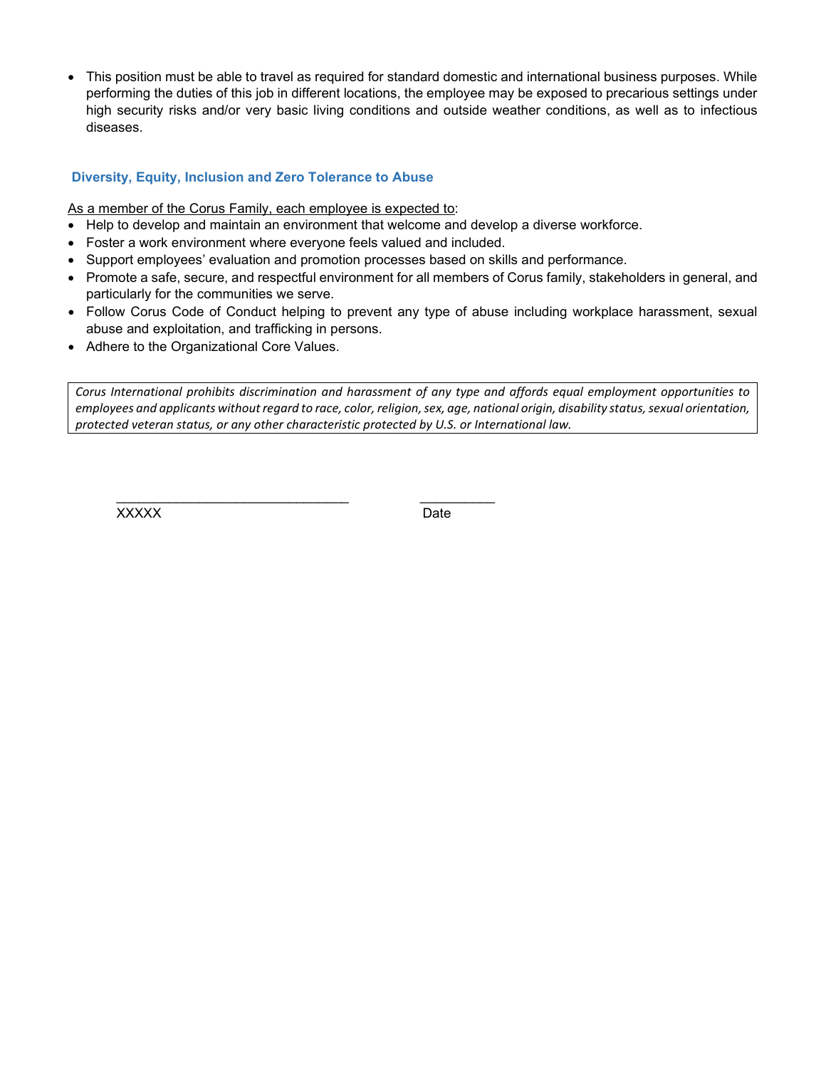- This position must be able to travel as required for standard domestic and international business purposes. While performing the duties of this job in different locations, the employee may be exposed to precarious settings under high security risks and/or very basic living conditions and outside weather conditions, as well as to infectious diseases.

### Diversity, Equity, Inclusion and Zero Tolerance to Abuse

As a member of the Corus Family, each employee is expected to:

- Help to develop and maintain an environment that welcome and develop a diverse workforce.
- Foster a work environment where everyone feels valued and included.
- Support employees' evaluation and promotion processes based on skills and performance.
- Promote a safe, secure, and respectful environment for all members of Corus family, stakeholders in general, and particularly for the communities we serve.
- Follow Corus Code of Conduct helping to prevent any type of abuse including workplace harassment, sexual abuse and exploitation, and trafficking in persons.
- Adhere to the Organizational Core Values.

*Corus International prohibits discrimination and harassment of any type and affords equal employment opportunities to employees and applicants without regard to race, color, religion, sex, age, national origin, disability status, sexual orientation, protected veteran status, or any other characteristic protected by U.S. or International law.*

\_\_\_\_\_\_\_\_\_\_\_\_\_\_\_\_\_\_\_\_\_\_\_\_\_\_\_\_\_\_ \_\_\_\_\_\_\_\_\_\_

XXXXX Date